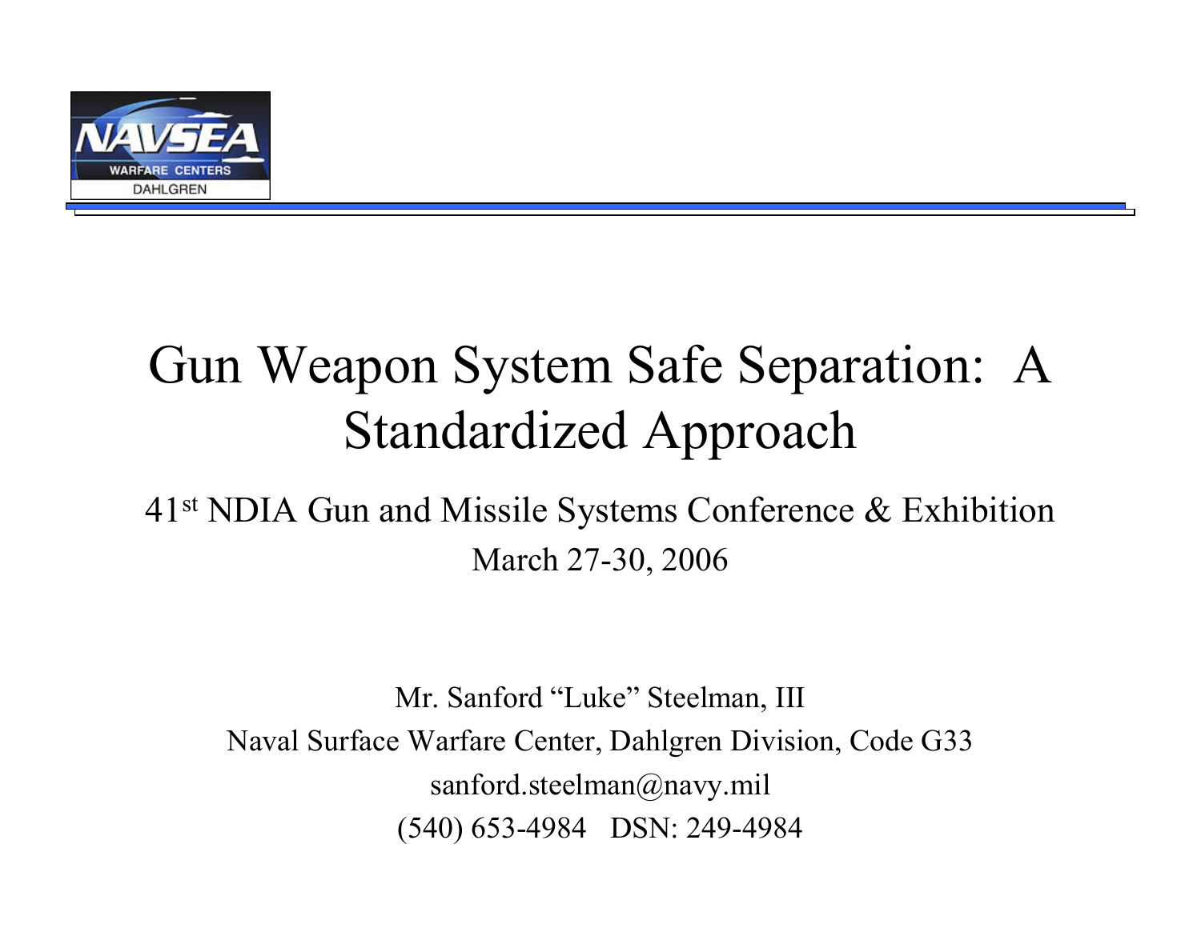# Gun Weapon System Safe Separation: A Standardized Approach

41st NDIA Gun and Missile Systems Conference & Exhibition

March 27-30, 2006

Mr. Sanford "Luke" Steelman, III

Naval Surface Warfare Center, Dahlgren Division, Code G33

sanford.steelman@navy.mil

(540) 653-4984 DSN: 249-4984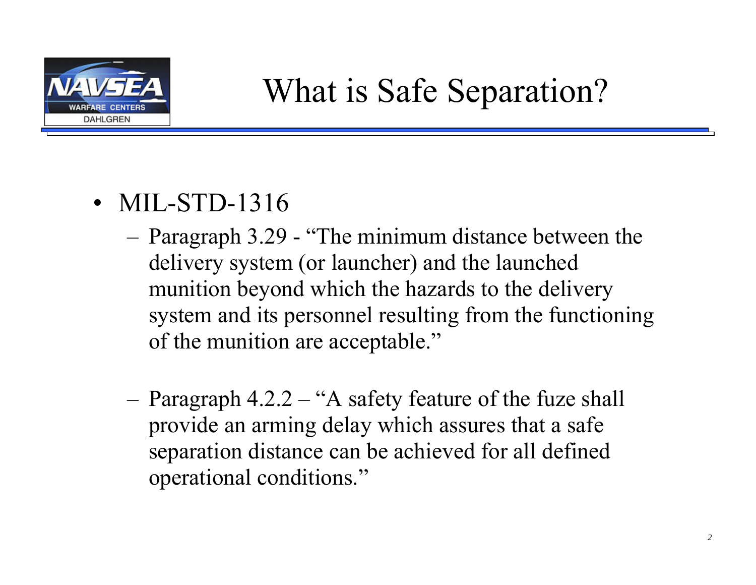# What is Safe Separation?

- MIL-STD-1316
  - Paragraph 3.29 - "The minimum distance between the delivery system (or launcher) and the launched munition beyond which the hazards to the delivery system and its personnel resulting from the functioning of the munition are acceptable."
  - Paragraph 4.2.2 – "A safety feature of the fuze shall provide an arming delay which assures that a safe separation distance can be achieved for all defined operational conditions."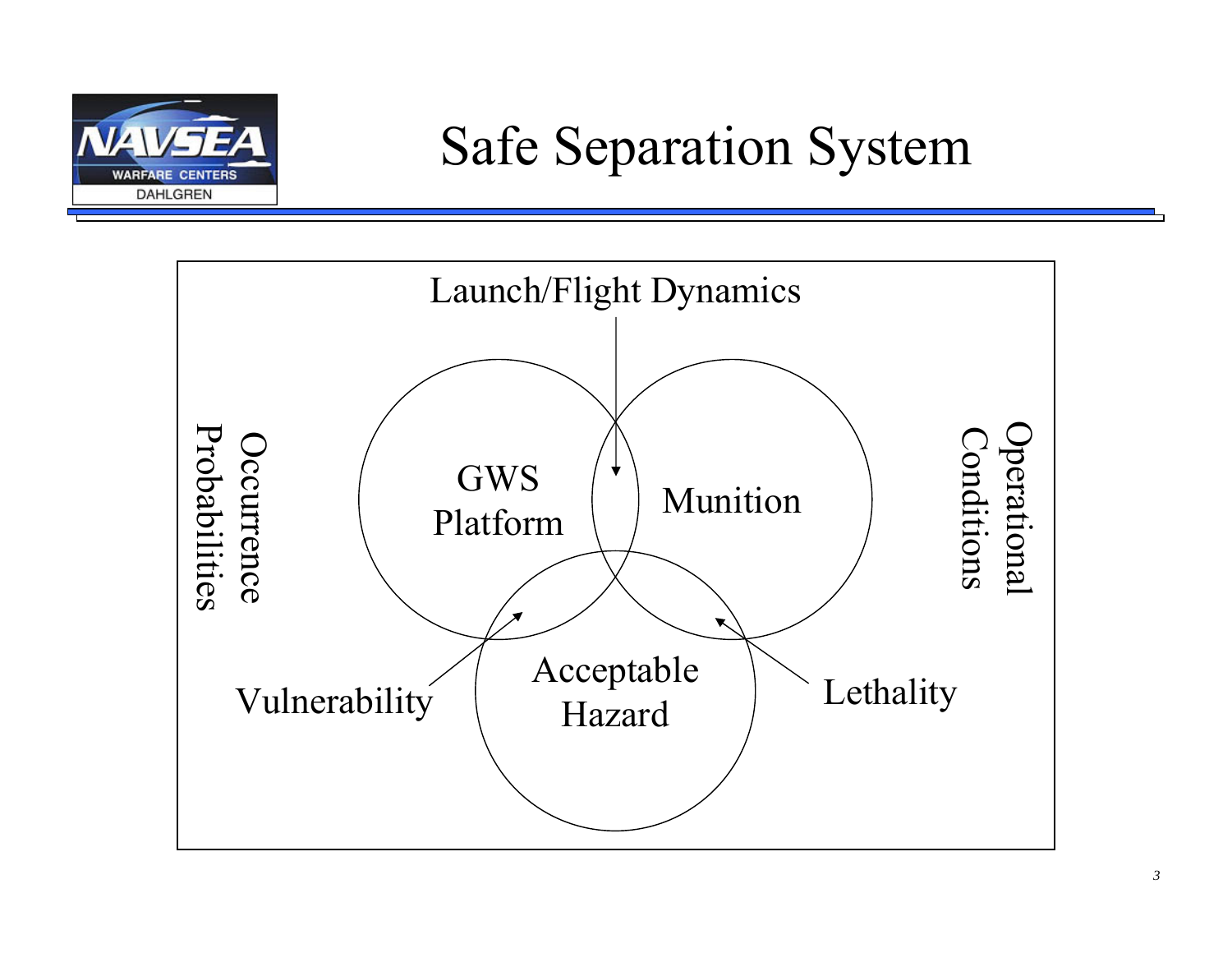# Safe Separation System

Launch/Flight Dynamics

Occurrence Probabilities

GWS Platform

Munition

Operational Conditions

Acceptable Hazard

Vulnerability

Lethality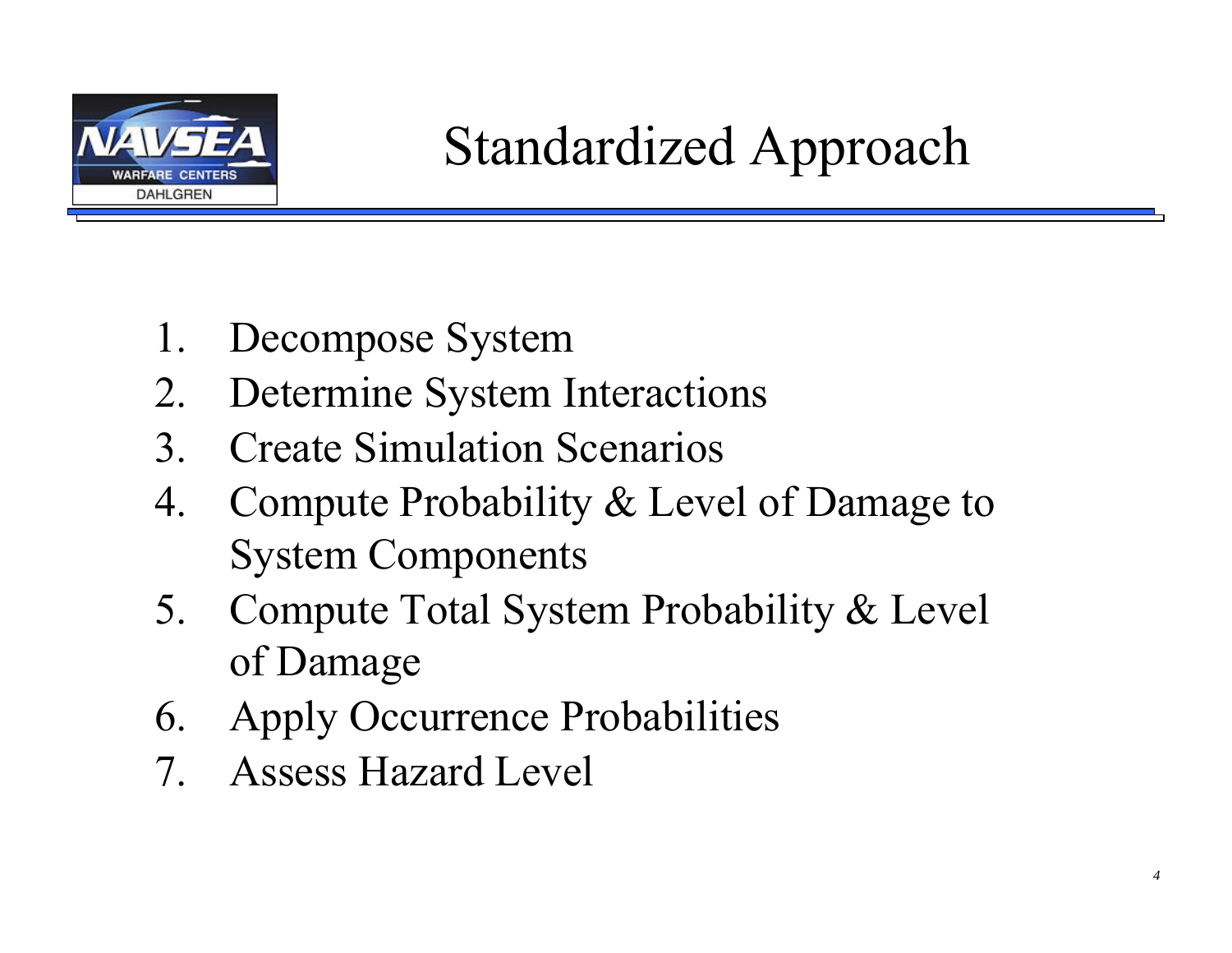# Standardized Approach

1. Decompose System
2. Determine System Interactions
3. Create Simulation Scenarios
4. Compute Probability & Level of Damage to System Components
5. Compute Total System Probability & Level of Damage
6. Apply Occurrence Probabilities
7. Assess Hazard Level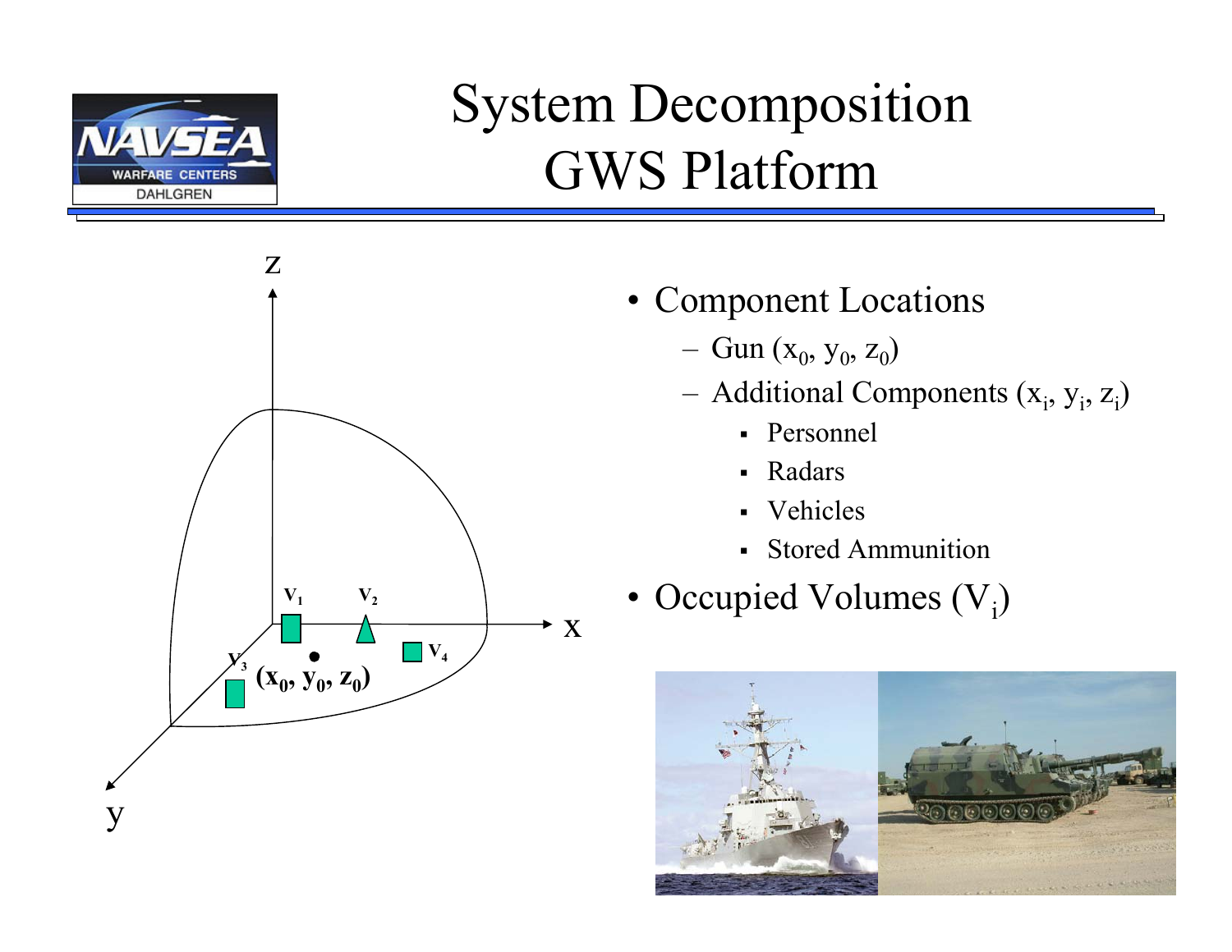# System Decomposition
# GWS Platform

- Component Locations
  - Gun $(x_0, y_0, z_0)$
  - Additional Components $(x_i, y_i, z_i)$
    - Personnel
    - Radars
    - Vehicles
    - Stored Ammunition
- Occupied Volumes $(V_i)$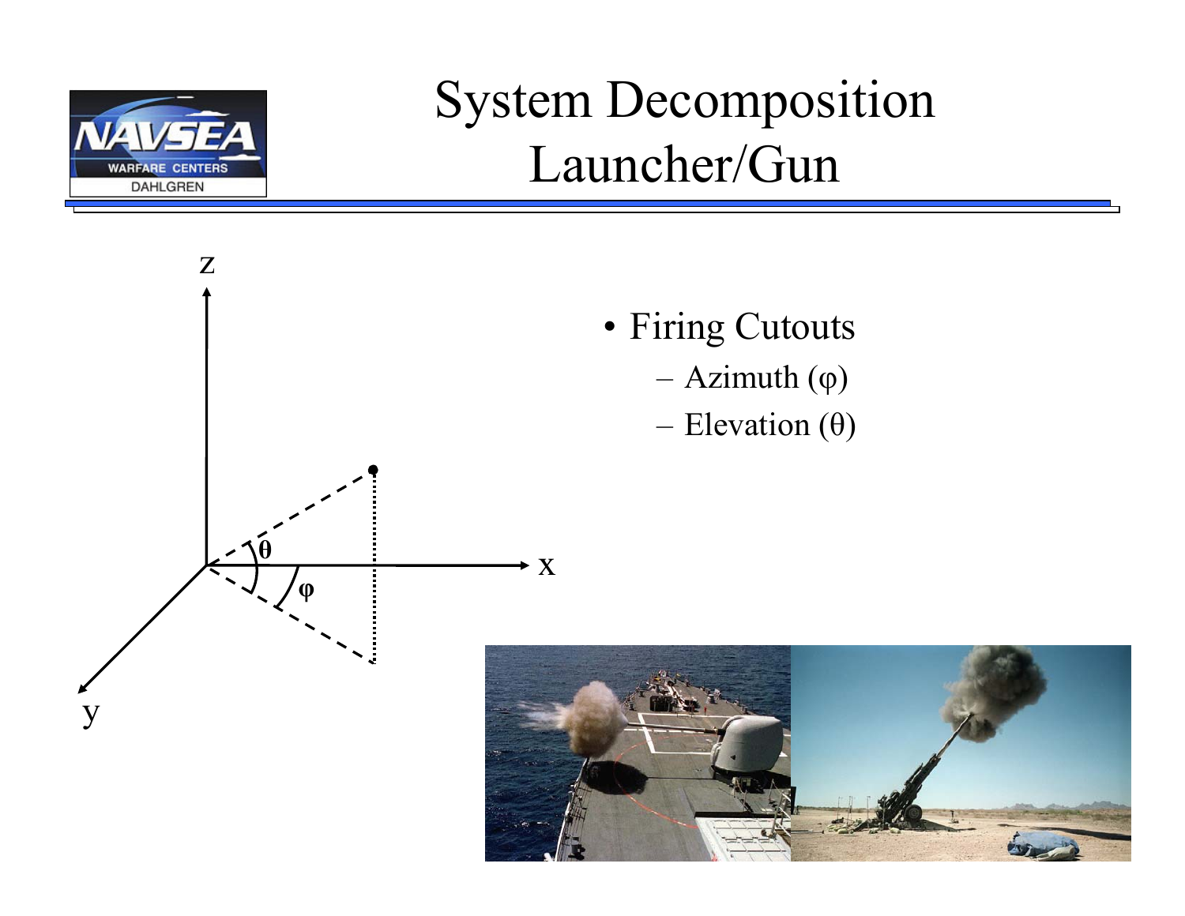# System Decomposition Launcher/Gun

- Firing Cutouts
  - Azimuth ($\varphi$)
  - Elevation ($\theta$)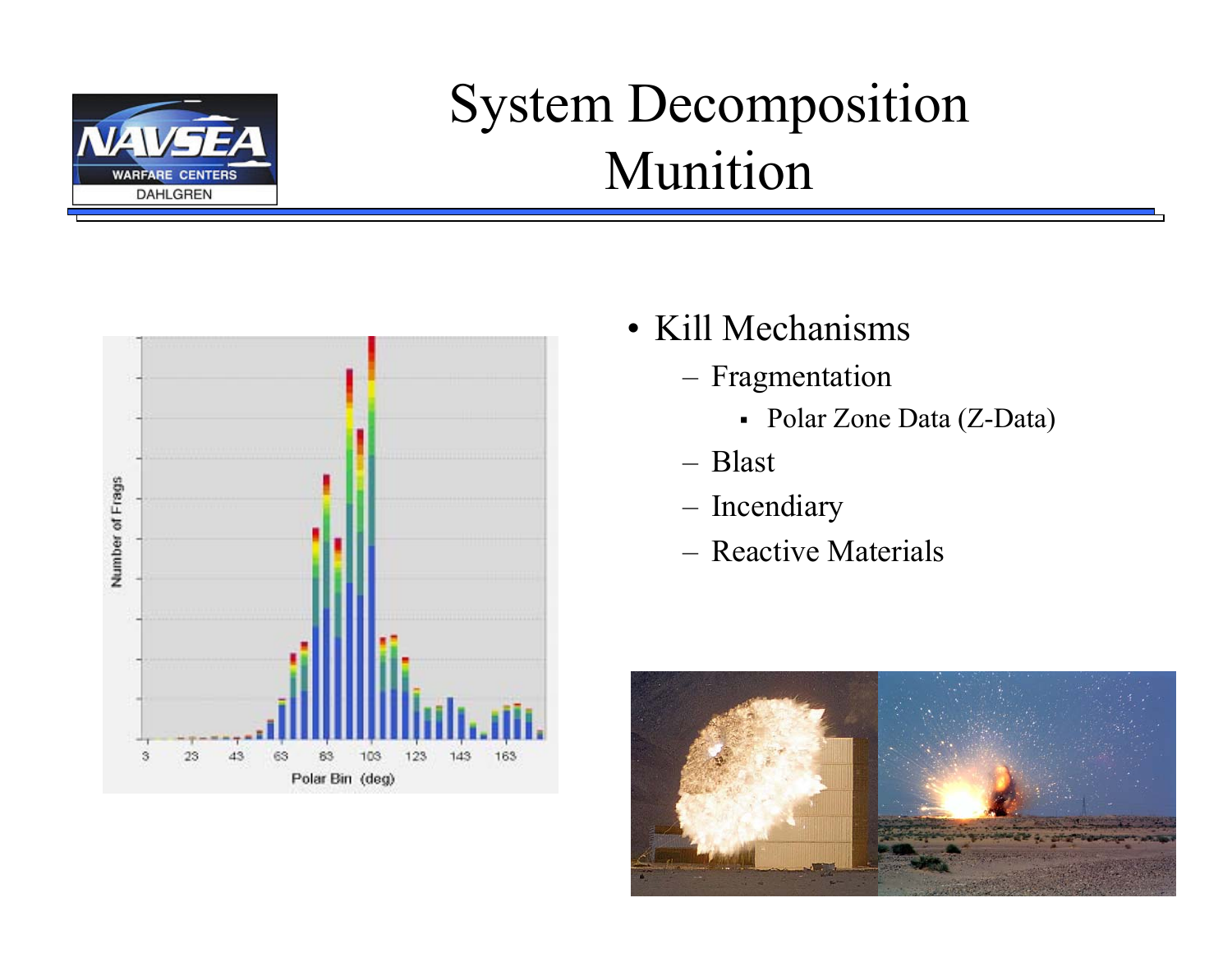# System Decomposition
# Munition

- Kill Mechanisms
  - Fragmentation
    - Polar Zone Data (Z-Data)
  - Blast
  - Incendiary
  - Reactive Materials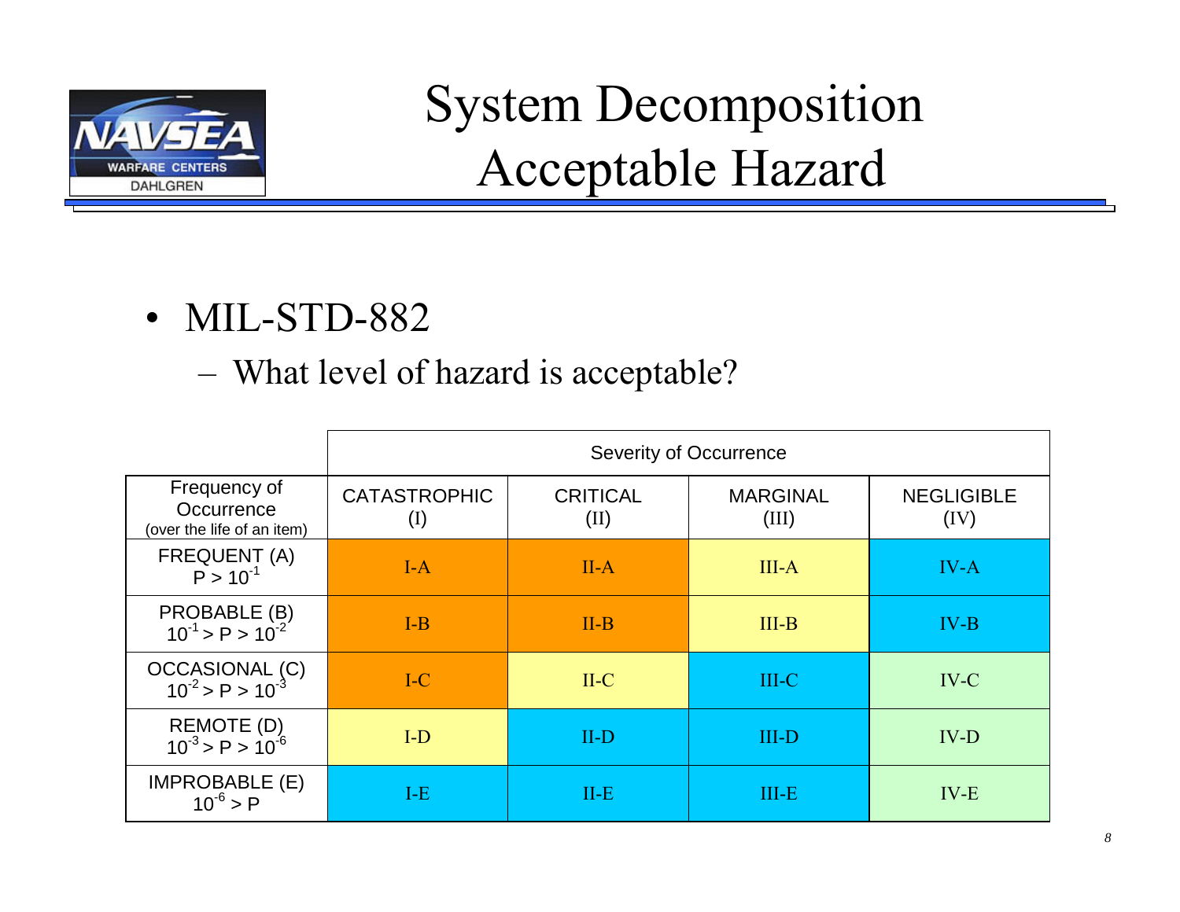# System Decomposition Acceptable Hazard

- MIL-STD-882
  - What level of hazard is acceptable?

| | Severity of Occurrence | | | |
|---|---|---|---|---|
| Frequency of Occurrence (over the life of an item) | CATASTROPHIC (I) | CRITICAL (II) | MARGINAL (III) | NEGLIGIBLE (IV) |
| FREQUENT (A) $P > 10^{-1}$ | I-A | II-A | III-A | IV-A |
| PROBABLE (B) $10^{-1} > P > 10^{-2}$ | I-B | II-B | III-B | IV-B |
| OCCASIONAL (C) $10^{-2} > P > 10^{-3}$ | I-C | II-C | III-C | IV-C |
| REMOTE (D) $10^{-3} > P > 10^{-6}$ | I-D | II-D | III-D | IV-D |
| IMPROBABLE (E) $10^{-6} > P$ | I-E | II-E | III-E | IV-E |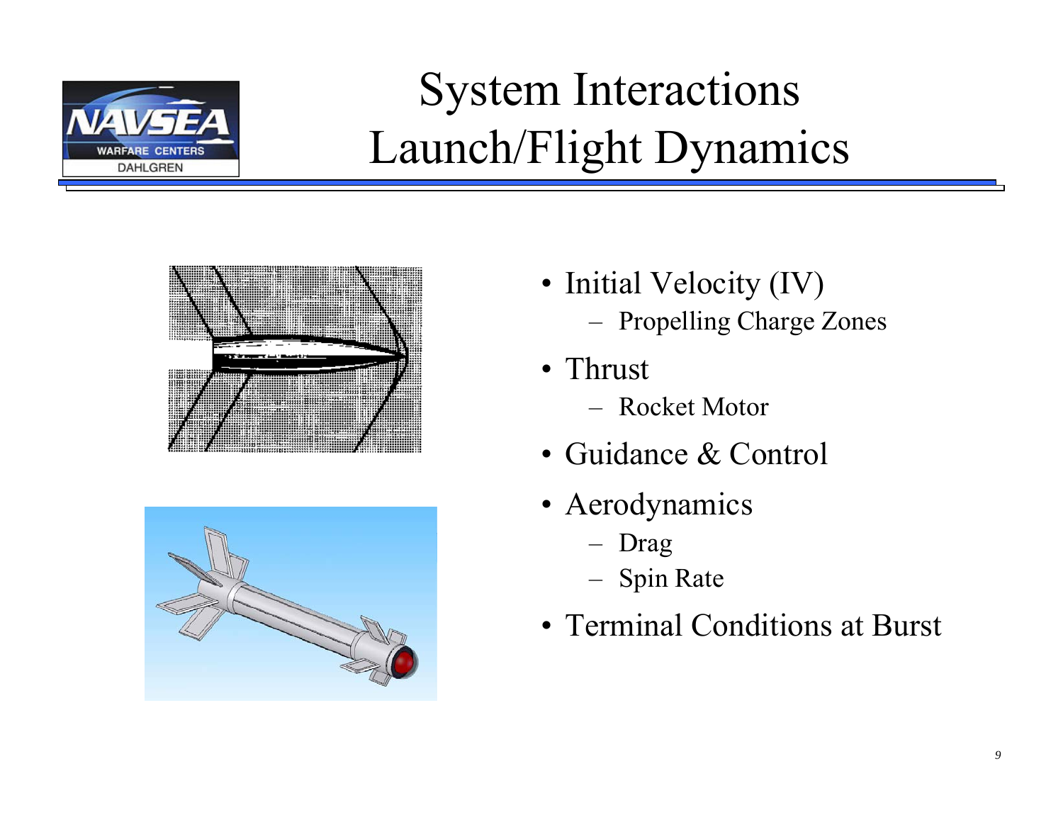# System Interactions
# Launch/Flight Dynamics

- Initial Velocity (IV)
  - Propelling Charge Zones
- Thrust
  - Rocket Motor
- Guidance & Control
- Aerodynamics
  - Drag
  - Spin Rate
- Terminal Conditions at Burst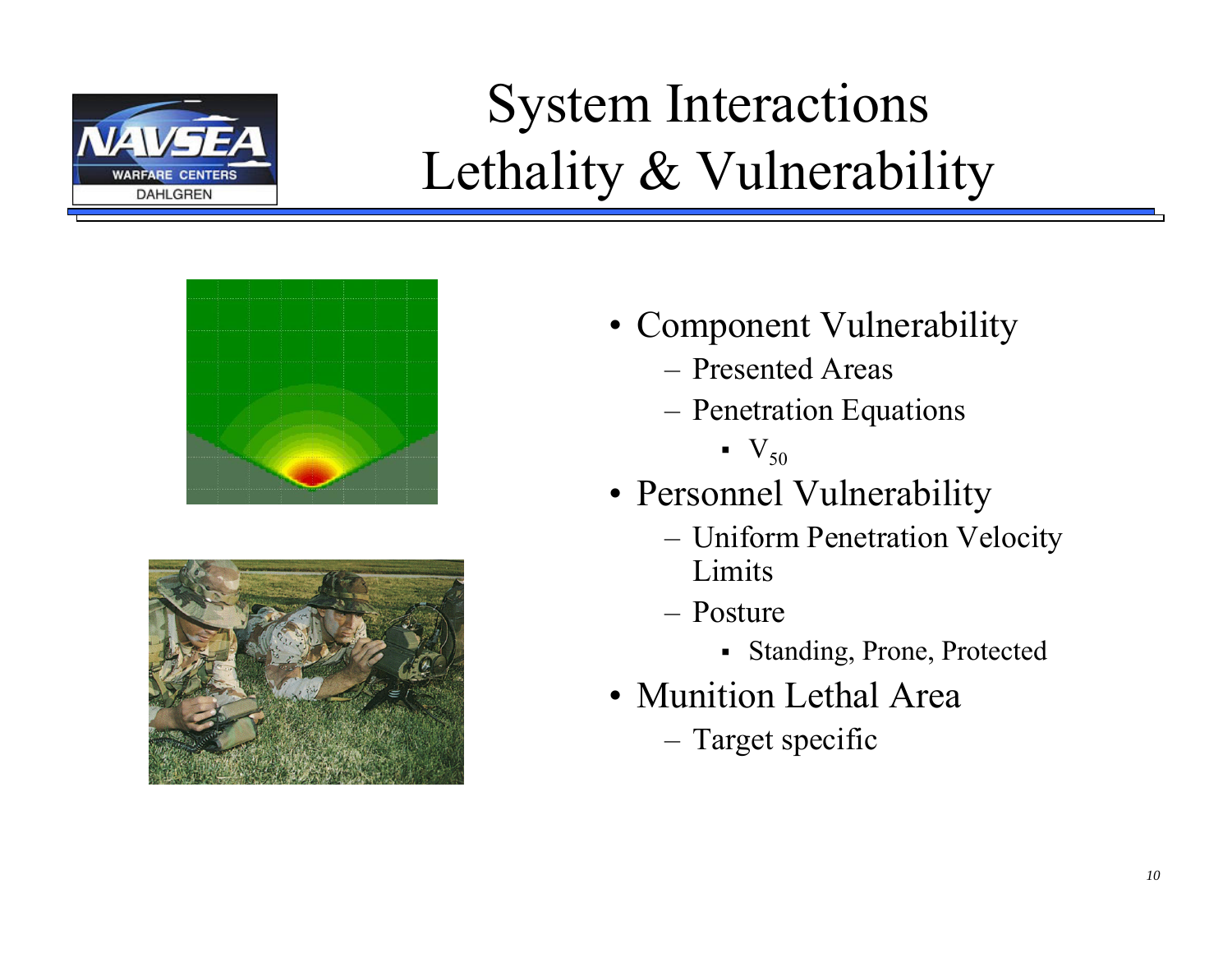# System Interactions Lethality & Vulnerability

- Component Vulnerability
  - Presented Areas
  - Penetration Equations
    - $V_{50}$
- Personnel Vulnerability
  - Uniform Penetration Velocity Limits
  - Posture
    - Standing, Prone, Protected
- Munition Lethal Area
  - Target specific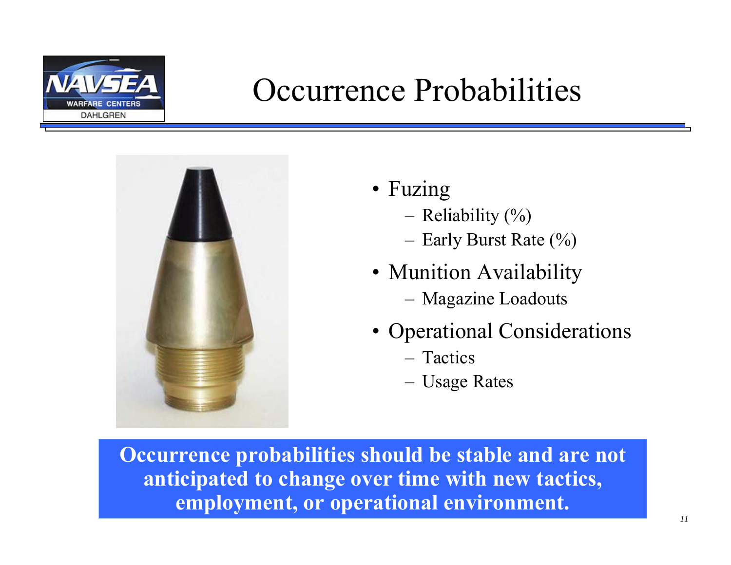# Occurrence Probabilities

- Fuzing
  - Reliability (%)
  - Early Burst Rate (%)
- Munition Availability
  - Magazine Loadouts
- Operational Considerations
  - Tactics
  - Usage Rates

**Occurrence probabilities should be stable and are not anticipated to change over time with new tactics, employment, or operational environment.**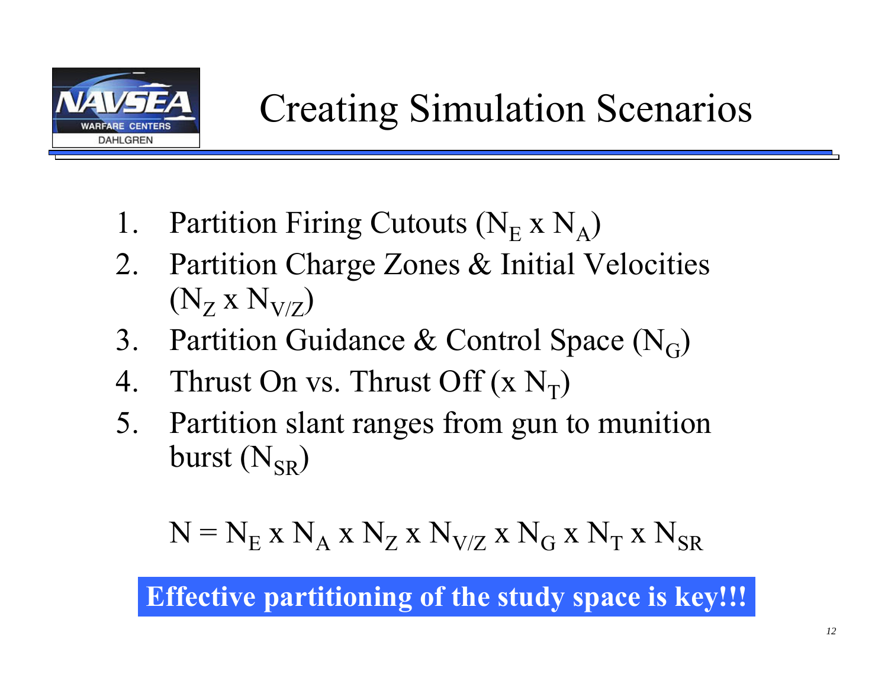# Creating Simulation Scenarios

1. Partition Firing Cutouts ($N_E$ x $N_A$)
2. Partition Charge Zones & Initial Velocities ($N_Z$ x $N_{V/Z}$)
3. Partition Guidance & Control Space ($N_G$)
4. Thrust On vs. Thrust Off (x $N_T$)
5. Partition slant ranges from gun to munition burst ($N_{SR}$)

$$N = N_E \times N_A \times N_Z \times N_{V/Z} \times N_G \times N_T \times N_{SR}$$

**Effective partitioning of the study space is key!!!**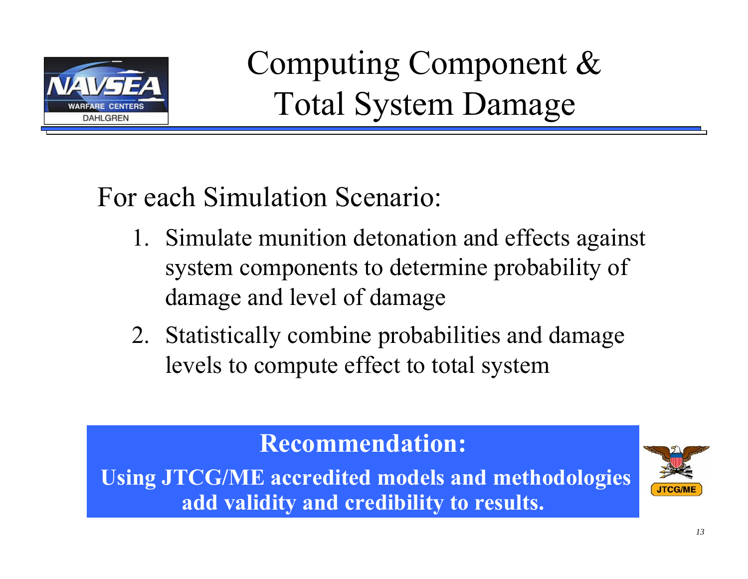# Computing Component & Total System Damage

For each Simulation Scenario:

1. Simulate munition detonation and effects against system components to determine probability of damage and level of damage
2. Statistically combine probabilities and damage levels to compute effect to total system

**Recommendation:**

**Using JTCG/ME accredited models and methodologies add validity and credibility to results.**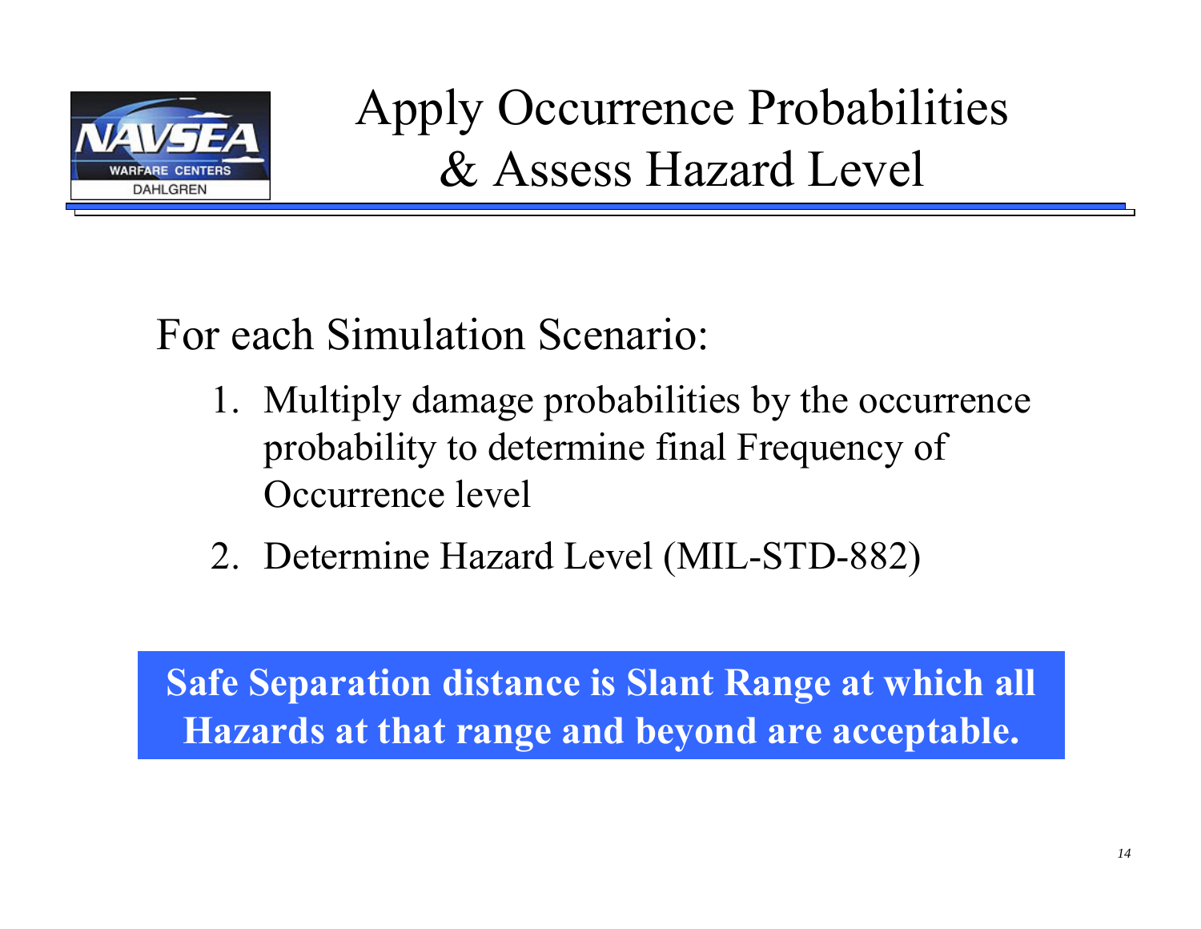# Apply Occurrence Probabilities & Assess Hazard Level

For each Simulation Scenario:

1. Multiply damage probabilities by the occurrence probability to determine final Frequency of Occurrence level
2. Determine Hazard Level (MIL-STD-882)

**Safe Separation distance is Slant Range at which all Hazards at that range and beyond are acceptable.**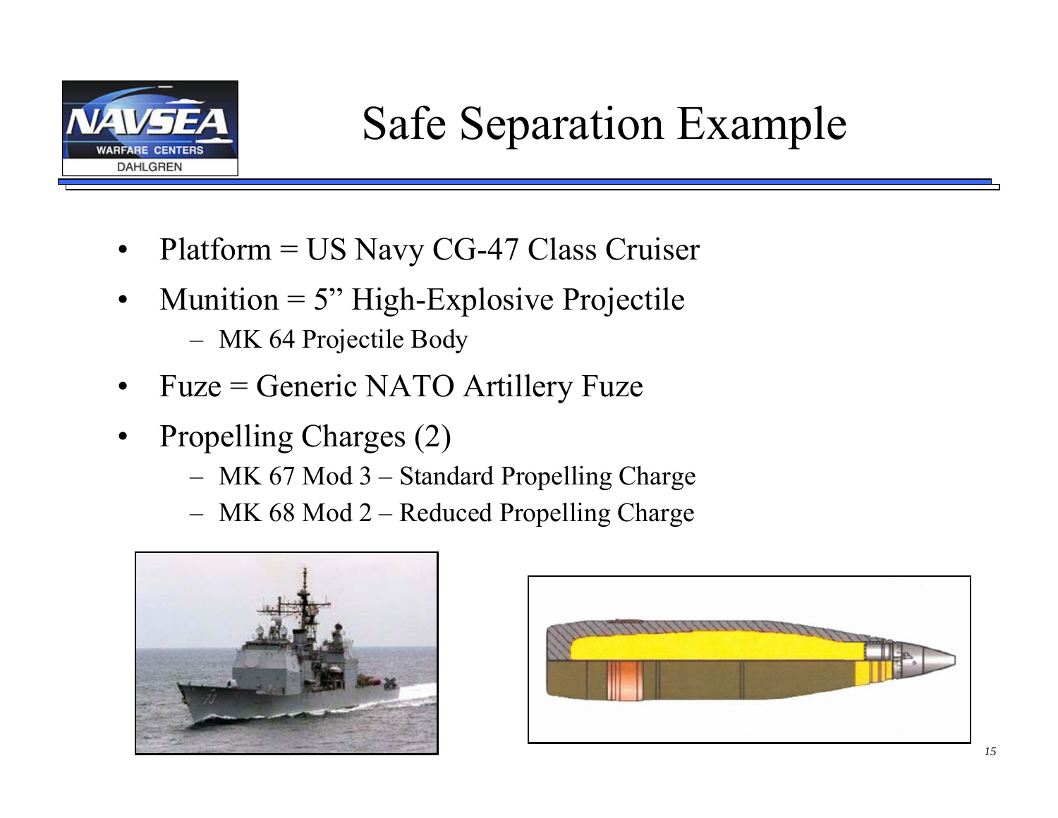# Safe Separation Example

- Platform = US Navy CG-47 Class Cruiser
- Munition = 5” High-Explosive Projectile
  - MK 64 Projectile Body
- Fuze = Generic NATO Artillery Fuze
- Propelling Charges (2)
  - MK 67 Mod 3 – Standard Propelling Charge
  - MK 68 Mod 2 – Reduced Propelling Charge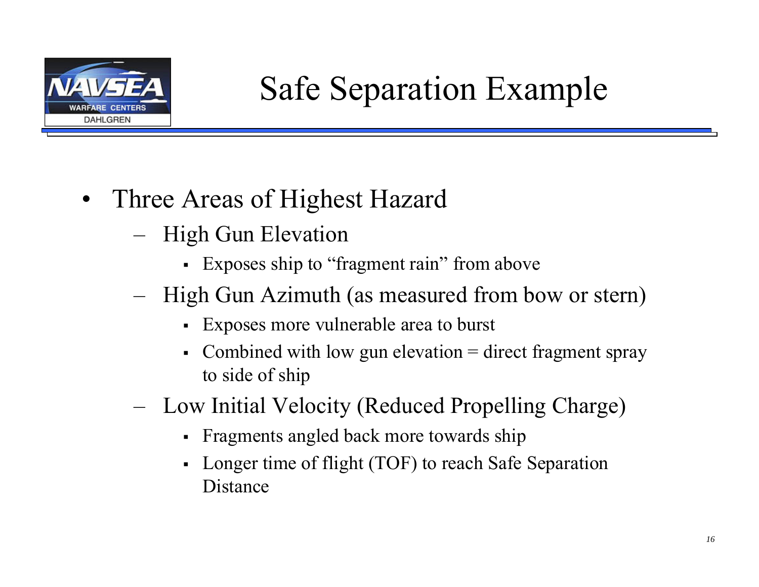# Safe Separation Example

- Three Areas of Highest Hazard
  - High Gun Elevation
    - Exposes ship to "fragment rain" from above
  - High Gun Azimuth (as measured from bow or stern)
    - Exposes more vulnerable area to burst
    - Combined with low gun elevation = direct fragment spray to side of ship
  - Low Initial Velocity (Reduced Propelling Charge)
    - Fragments angled back more towards ship
    - Longer time of flight (TOF) to reach Safe Separation Distance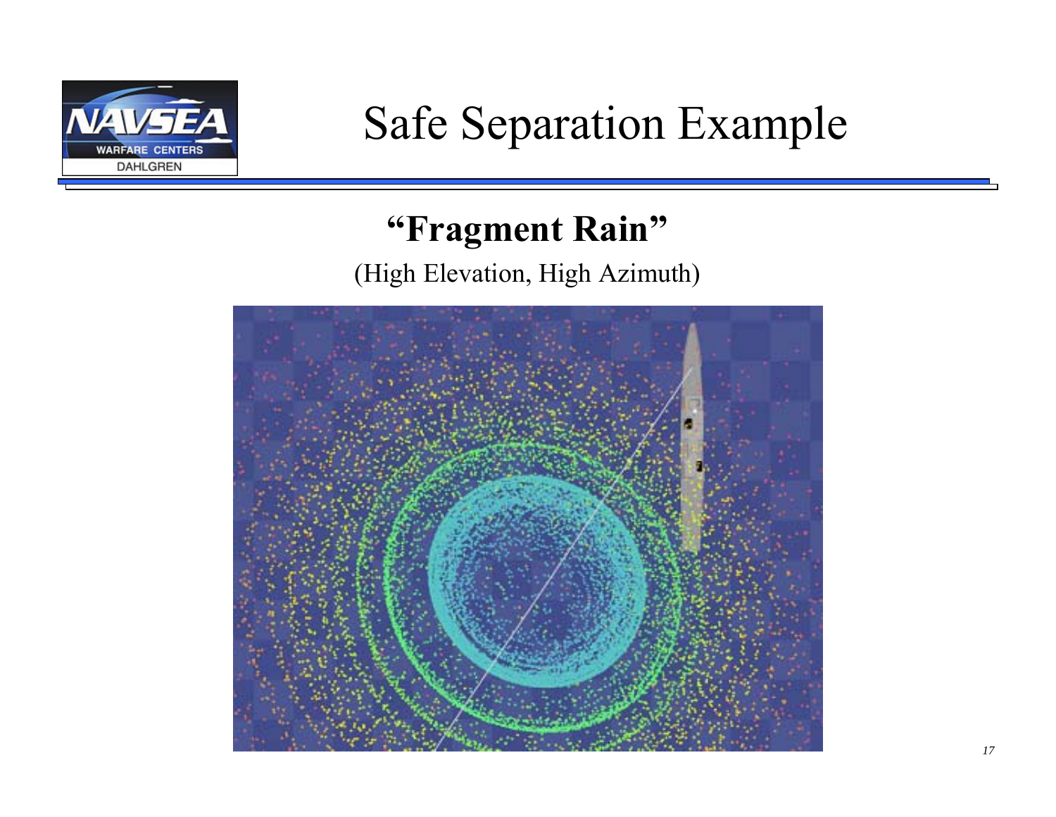# Safe Separation Example

## "Fragment Rain"

(High Elevation, High Azimuth)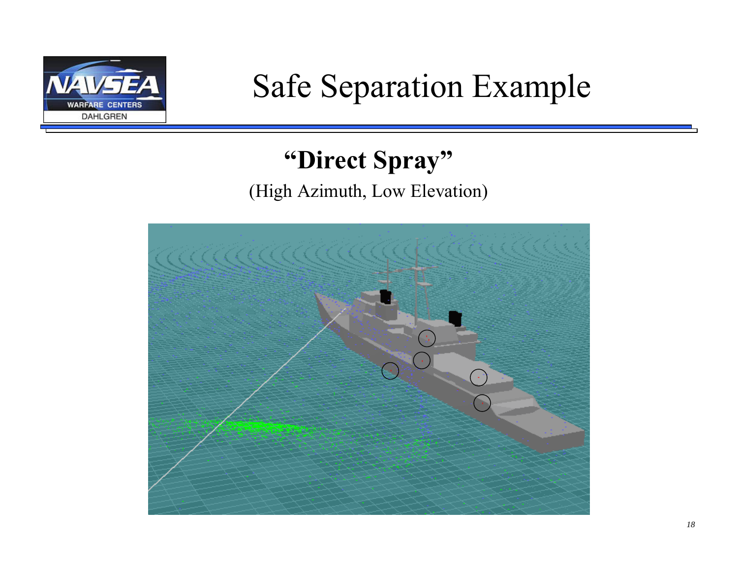# Safe Separation Example

## "Direct Spray"

(High Azimuth, Low Elevation)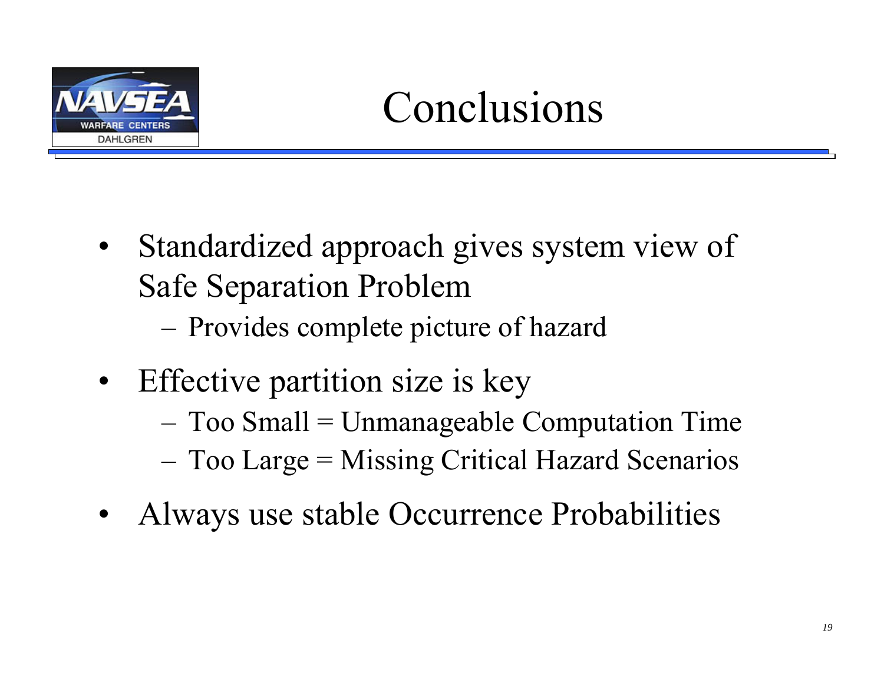# Conclusions

- Standardized approach gives system view of Safe Separation Problem
  - Provides complete picture of hazard
- Effective partition size is key
  - Too Small = Unmanageable Computation Time
  - Too Large = Missing Critical Hazard Scenarios
- Always use stable Occurrence Probabilities